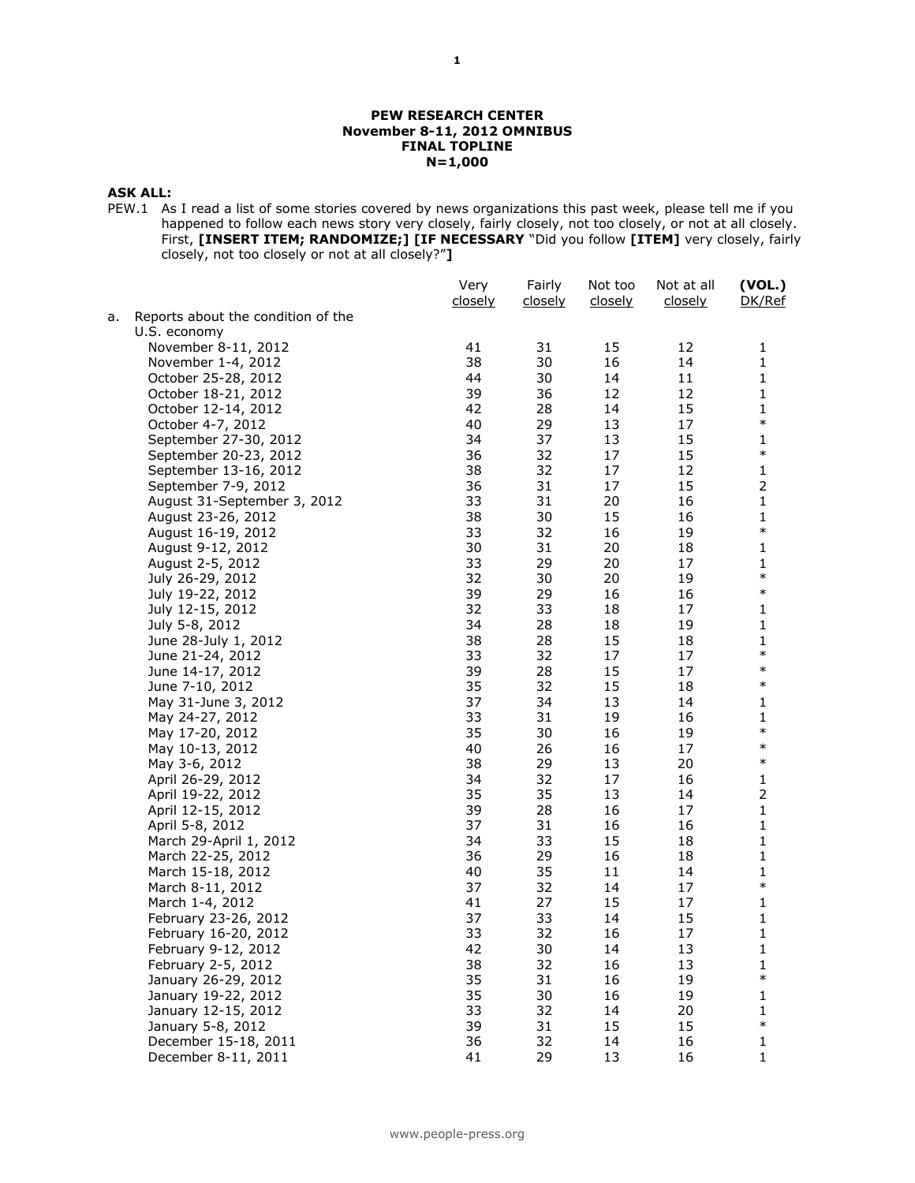**PEW RESEARCH CENTER**
**November 8-11, 2012 OMNIBUS**
**FINAL TOPLINE**
**N=1,000**

**ASK ALL:**

PEW.1 As I read a list of some stories covered by news organizations this past week, please tell me if you happened to follow each news story very closely, fairly closely, not too closely, or not at all closely. First, **[INSERT ITEM; RANDOMIZE;] [IF NECESSARY** "Did you follow **[ITEM]** very closely, fairly closely, not too closely or not at all closely?"**]**

| | Very closely | Fairly closely | Not too closely | Not at all closely | **(VOL.)** DK/Ref |
|---|---|---|---|---|---|
| a. Reports about the condition of the U.S. economy | | | | | |
| November 8-11, 2012 | 41 | 31 | 15 | 12 | 1 |
| November 1-4, 2012 | 38 | 30 | 16 | 14 | 1 |
| October 25-28, 2012 | 44 | 30 | 14 | 11 | 1 |
| October 18-21, 2012 | 39 | 36 | 12 | 12 | 1 |
| October 12-14, 2012 | 42 | 28 | 14 | 15 | 1 |
| October 4-7, 2012 | 40 | 29 | 13 | 17 | * |
| September 27-30, 2012 | 34 | 37 | 13 | 15 | 1 |
| September 20-23, 2012 | 36 | 32 | 17 | 15 | * |
| September 13-16, 2012 | 38 | 32 | 17 | 12 | 1 |
| September 7-9, 2012 | 36 | 31 | 17 | 15 | 2 |
| August 31-September 3, 2012 | 33 | 31 | 20 | 16 | 1 |
| August 23-26, 2012 | 38 | 30 | 15 | 16 | 1 |
| August 16-19, 2012 | 33 | 32 | 16 | 19 | * |
| August 9-12, 2012 | 30 | 31 | 20 | 18 | 1 |
| August 2-5, 2012 | 33 | 29 | 20 | 17 | 1 |
| July 26-29, 2012 | 32 | 30 | 20 | 19 | * |
| July 19-22, 2012 | 39 | 29 | 16 | 16 | * |
| July 12-15, 2012 | 32 | 33 | 18 | 17 | 1 |
| July 5-8, 2012 | 34 | 28 | 18 | 19 | 1 |
| June 28-July 1, 2012 | 38 | 28 | 15 | 18 | 1 |
| June 21-24, 2012 | 33 | 32 | 17 | 17 | * |
| June 14-17, 2012 | 39 | 28 | 15 | 17 | * |
| June 7-10, 2012 | 35 | 32 | 15 | 18 | * |
| May 31-June 3, 2012 | 37 | 34 | 13 | 14 | 1 |
| May 24-27, 2012 | 33 | 31 | 19 | 16 | 1 |
| May 17-20, 2012 | 35 | 30 | 16 | 19 | * |
| May 10-13, 2012 | 40 | 26 | 16 | 17 | * |
| May 3-6, 2012 | 38 | 29 | 13 | 20 | * |
| April 26-29, 2012 | 34 | 32 | 17 | 16 | 1 |
| April 19-22, 2012 | 35 | 35 | 13 | 14 | 2 |
| April 12-15, 2012 | 39 | 28 | 16 | 17 | 1 |
| April 5-8, 2012 | 37 | 31 | 16 | 16 | 1 |
| March 29-April 1, 2012 | 34 | 33 | 15 | 18 | 1 |
| March 22-25, 2012 | 36 | 29 | 16 | 18 | 1 |
| March 15-18, 2012 | 40 | 35 | 11 | 14 | 1 |
| March 8-11, 2012 | 37 | 32 | 14 | 17 | * |
| March 1-4, 2012 | 41 | 27 | 15 | 17 | 1 |
| February 23-26, 2012 | 37 | 33 | 14 | 15 | 1 |
| February 16-20, 2012 | 33 | 32 | 16 | 17 | 1 |
| February 9-12, 2012 | 42 | 30 | 14 | 13 | 1 |
| February 2-5, 2012 | 38 | 32 | 16 | 13 | 1 |
| January 26-29, 2012 | 35 | 31 | 16 | 19 | * |
| January 19-22, 2012 | 35 | 30 | 16 | 19 | 1 |
| January 12-15, 2012 | 33 | 32 | 14 | 20 | 1 |
| January 5-8, 2012 | 39 | 31 | 15 | 15 | * |
| December 15-18, 2011 | 36 | 32 | 14 | 16 | 1 |
| December 8-11, 2011 | 41 | 29 | 13 | 16 | 1 |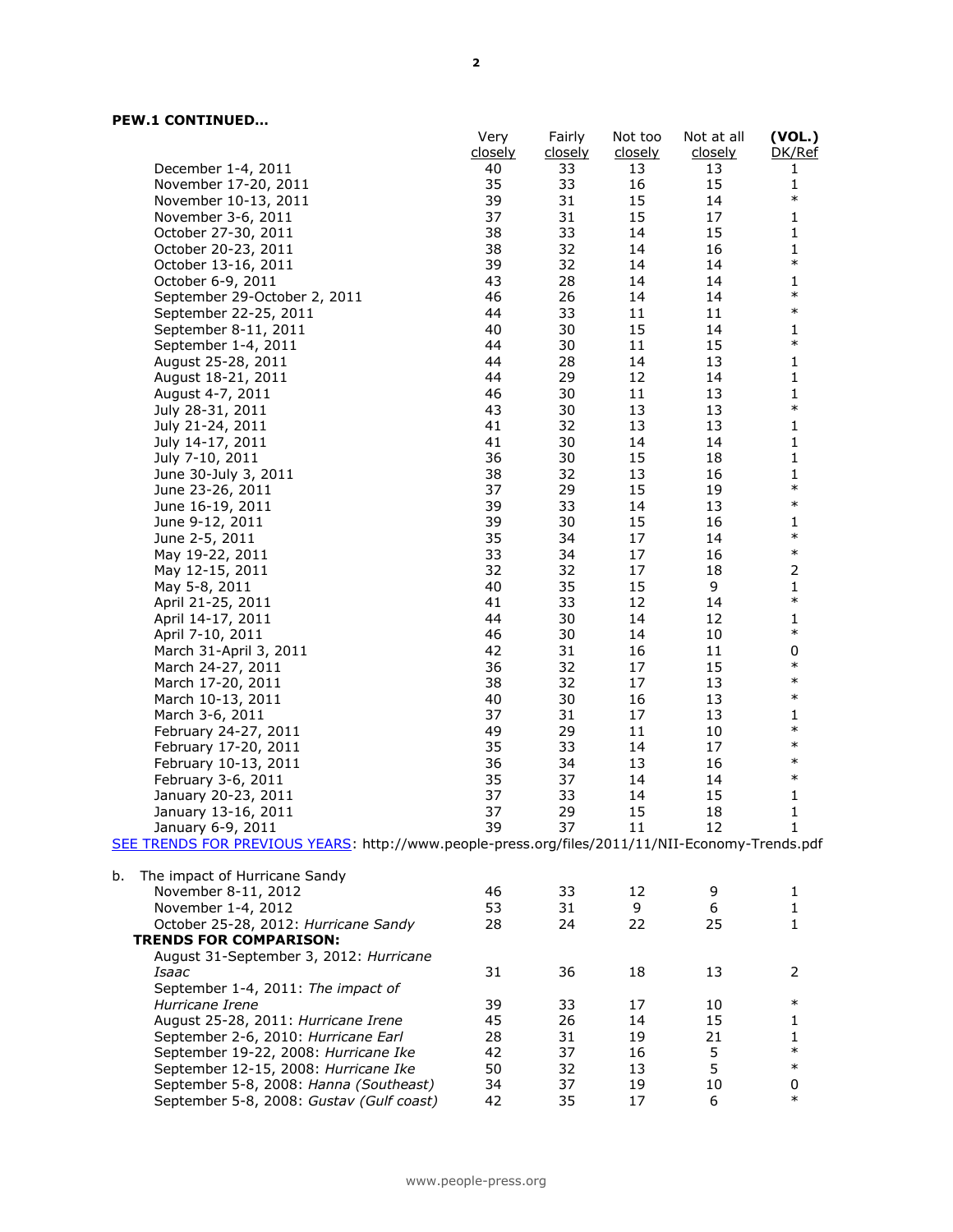**PEW.1 CONTINUED…**

| | Very closely | Fairly closely | Not too closely | Not at all closely | (VOL.) DK/Ref |
|---|---|---|---|---|---|
| December 1-4, 2011 | 40 | 33 | 13 | 13 | 1 |
| November 17-20, 2011 | 35 | 33 | 16 | 15 | 1 |
| November 10-13, 2011 | 39 | 31 | 15 | 14 | * |
| November 3-6, 2011 | 37 | 31 | 15 | 17 | 1 |
| October 27-30, 2011 | 38 | 33 | 14 | 15 | 1 |
| October 20-23, 2011 | 38 | 32 | 14 | 16 | 1 |
| October 13-16, 2011 | 39 | 32 | 14 | 14 | * |
| October 6-9, 2011 | 43 | 28 | 14 | 14 | 1 |
| September 29-October 2, 2011 | 46 | 26 | 14 | 14 | * |
| September 22-25, 2011 | 44 | 33 | 11 | 11 | * |
| September 8-11, 2011 | 40 | 30 | 15 | 14 | 1 |
| September 1-4, 2011 | 44 | 30 | 11 | 15 | * |
| August 25-28, 2011 | 44 | 28 | 14 | 13 | 1 |
| August 18-21, 2011 | 44 | 29 | 12 | 14 | 1 |
| August 4-7, 2011 | 46 | 30 | 11 | 13 | 1 |
| July 28-31, 2011 | 43 | 30 | 13 | 13 | * |
| July 21-24, 2011 | 41 | 32 | 13 | 13 | 1 |
| July 14-17, 2011 | 41 | 30 | 14 | 14 | 1 |
| July 7-10, 2011 | 36 | 30 | 15 | 18 | 1 |
| June 30-July 3, 2011 | 38 | 32 | 13 | 16 | 1 |
| June 23-26, 2011 | 37 | 29 | 15 | 19 | * |
| June 16-19, 2011 | 39 | 33 | 14 | 13 | * |
| June 9-12, 2011 | 39 | 30 | 15 | 16 | 1 |
| June 2-5, 2011 | 35 | 34 | 17 | 14 | * |
| May 19-22, 2011 | 33 | 34 | 17 | 16 | * |
| May 12-15, 2011 | 32 | 32 | 17 | 18 | 2 |
| May 5-8, 2011 | 40 | 35 | 15 | 9 | 1 |
| April 21-25, 2011 | 41 | 33 | 12 | 14 | * |
| April 14-17, 2011 | 44 | 30 | 14 | 12 | 1 |
| April 7-10, 2011 | 46 | 30 | 14 | 10 | * |
| March 31-April 3, 2011 | 42 | 31 | 16 | 11 | 0 |
| March 24-27, 2011 | 36 | 32 | 17 | 15 | * |
| March 17-20, 2011 | 38 | 32 | 17 | 13 | * |
| March 10-13, 2011 | 40 | 30 | 16 | 13 | * |
| March 3-6, 2011 | 37 | 31 | 17 | 13 | 1 |
| February 24-27, 2011 | 49 | 29 | 11 | 10 | * |
| February 17-20, 2011 | 35 | 33 | 14 | 17 | * |
| February 10-13, 2011 | 36 | 34 | 13 | 16 | * |
| February 3-6, 2011 | 35 | 37 | 14 | 14 | * |
| January 20-23, 2011 | 37 | 33 | 14 | 15 | 1 |
| January 13-16, 2011 | 37 | 29 | 15 | 18 | 1 |
| January 6-9, 2011 | 39 | 37 | 11 | 12 | 1 |

SEE TRENDS FOR PREVIOUS YEARS: http://www.people-press.org/files/2011/11/NII-Economy-Trends.pdf

| b. The impact of Hurricane Sandy | Very closely | Fairly closely | Not too closely | Not at all closely | (VOL.) DK/Ref |
|---|---|---|---|---|---|
| November 8-11, 2012 | 46 | 33 | 12 | 9 | 1 |
| November 1-4, 2012 | 53 | 31 | 9 | 6 | 1 |
| October 25-28, 2012: *Hurricane Sandy* | 28 | 24 | 22 | 25 | 1 |
| **TRENDS FOR COMPARISON:** | | | | | |
| August 31-September 3, 2012: *Hurricane Isaac* | 31 | 36 | 18 | 13 | 2 |
| September 1-4, 2011: *The impact of Hurricane Irene* | 39 | 33 | 17 | 10 | * |
| August 25-28, 2011: *Hurricane Irene* | 45 | 26 | 14 | 15 | 1 |
| September 2-6, 2010: *Hurricane Earl* | 28 | 31 | 19 | 21 | 1 |
| September 19-22, 2008: *Hurricane Ike* | 42 | 37 | 16 | 5 | * |
| September 12-15, 2008: *Hurricane Ike* | 50 | 32 | 13 | 5 | * |
| September 5-8, 2008: *Hanna (Southeast)* | 34 | 37 | 19 | 10 | 0 |
| September 5-8, 2008: *Gustav (Gulf coast)* | 42 | 35 | 17 | 6 | * |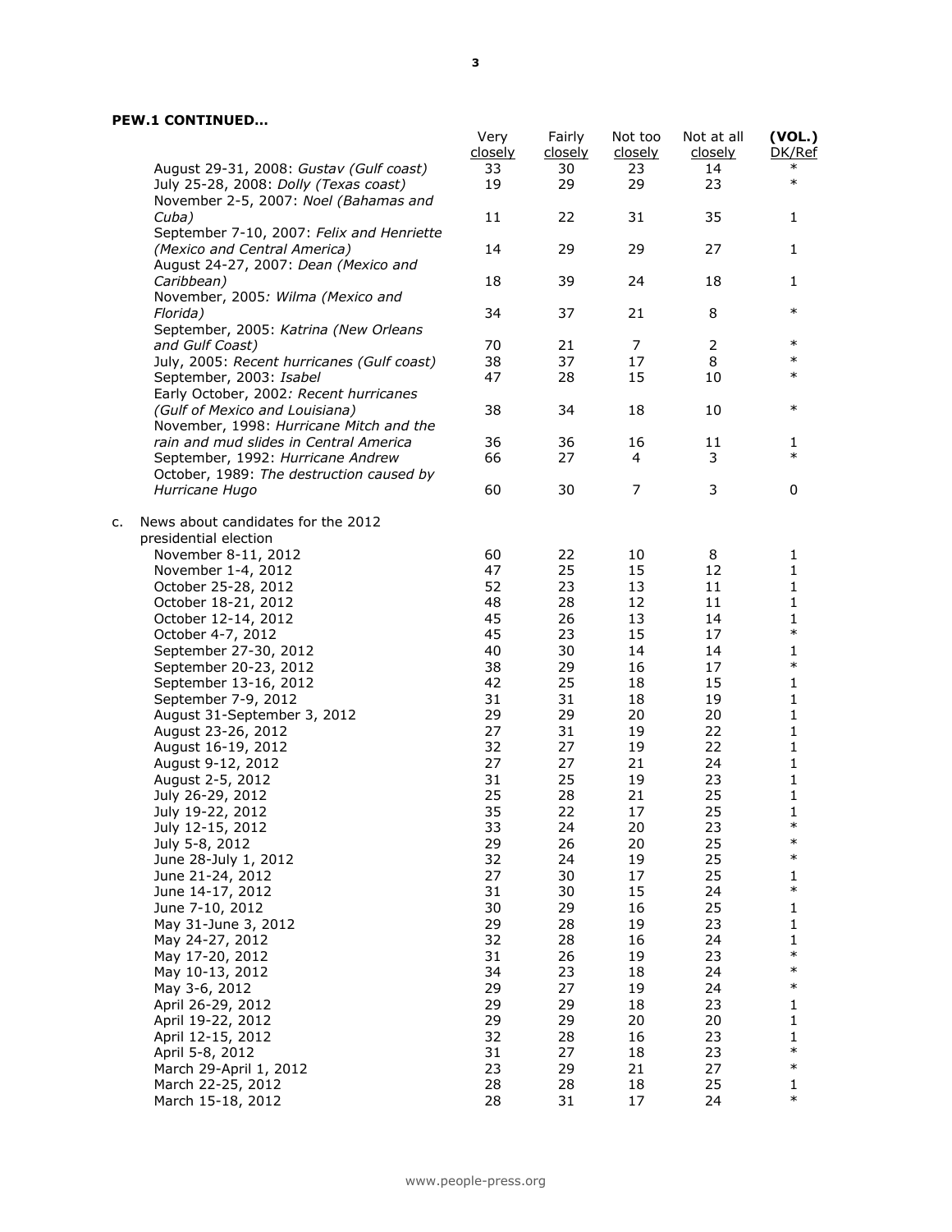**PEW.1 CONTINUED…**

| | Very closely | Fairly closely | Not too closely | Not at all closely | (VOL.) DK/Ref |
|---|---|---|---|---|---|
| August 29-31, 2008: *Gustav (Gulf coast)* | 33 | 30 | 23 | 14 | * |
| July 25-28, 2008: *Dolly (Texas coast)* | 19 | 29 | 29 | 23 | * |
| November 2-5, 2007: *Noel (Bahamas and Cuba)* | 11 | 22 | 31 | 35 | 1 |
| September 7-10, 2007: *Felix and Henriette (Mexico and Central America)* | 14 | 29 | 29 | 27 | 1 |
| August 24-27, 2007: *Dean (Mexico and Caribbean)* | 18 | 39 | 24 | 18 | 1 |
| November, 2005: *Wilma (Mexico and Florida)* | 34 | 37 | 21 | 8 | * |
| September, 2005: *Katrina (New Orleans and Gulf Coast)* | 70 | 21 | 7 | 2 | * |
| July, 2005: *Recent hurricanes (Gulf coast)* | 38 | 37 | 17 | 8 | * |
| September, 2003: *Isabel* | 47 | 28 | 15 | 10 | * |
| Early October, 2002: *Recent hurricanes (Gulf of Mexico and Louisiana)* | 38 | 34 | 18 | 10 | * |
| November, 1998: *Hurricane Mitch and the rain and mud slides in Central America* | 36 | 36 | 16 | 11 | 1 |
| September, 1992: *Hurricane Andrew* | 66 | 27 | 4 | 3 | * |
| October, 1989: *The destruction caused by Hurricane Hugo* | 60 | 30 | 7 | 3 | 0 |
| c. News about candidates for the 2012 presidential election | | | | | |
| November 8-11, 2012 | 60 | 22 | 10 | 8 | 1 |
| November 1-4, 2012 | 47 | 25 | 15 | 12 | 1 |
| October 25-28, 2012 | 52 | 23 | 13 | 11 | 1 |
| October 18-21, 2012 | 48 | 28 | 12 | 11 | 1 |
| October 12-14, 2012 | 45 | 26 | 13 | 14 | 1 |
| October 4-7, 2012 | 45 | 23 | 15 | 17 | * |
| September 27-30, 2012 | 40 | 30 | 14 | 14 | 1 |
| September 20-23, 2012 | 38 | 29 | 16 | 17 | * |
| September 13-16, 2012 | 42 | 25 | 18 | 15 | 1 |
| September 7-9, 2012 | 31 | 31 | 18 | 19 | 1 |
| August 31-September 3, 2012 | 29 | 29 | 20 | 20 | 1 |
| August 23-26, 2012 | 27 | 31 | 19 | 22 | 1 |
| August 16-19, 2012 | 32 | 27 | 19 | 22 | 1 |
| August 9-12, 2012 | 27 | 27 | 21 | 24 | 1 |
| August 2-5, 2012 | 31 | 25 | 19 | 23 | 1 |
| July 26-29, 2012 | 25 | 28 | 21 | 25 | 1 |
| July 19-22, 2012 | 35 | 22 | 17 | 25 | 1 |
| July 12-15, 2012 | 33 | 24 | 20 | 23 | * |
| July 5-8, 2012 | 29 | 26 | 20 | 25 | * |
| June 28-July 1, 2012 | 32 | 24 | 19 | 25 | * |
| June 21-24, 2012 | 27 | 30 | 17 | 25 | 1 |
| June 14-17, 2012 | 31 | 30 | 15 | 24 | * |
| June 7-10, 2012 | 30 | 29 | 16 | 25 | 1 |
| May 31-June 3, 2012 | 29 | 28 | 19 | 23 | 1 |
| May 24-27, 2012 | 32 | 28 | 16 | 24 | 1 |
| May 17-20, 2012 | 31 | 26 | 19 | 23 | * |
| May 10-13, 2012 | 34 | 23 | 18 | 24 | * |
| May 3-6, 2012 | 29 | 27 | 19 | 24 | * |
| April 26-29, 2012 | 29 | 29 | 18 | 23 | 1 |
| April 19-22, 2012 | 29 | 29 | 20 | 20 | 1 |
| April 12-15, 2012 | 32 | 28 | 16 | 23 | 1 |
| April 5-8, 2012 | 31 | 27 | 18 | 23 | * |
| March 29-April 1, 2012 | 23 | 29 | 21 | 27 | * |
| March 22-25, 2012 | 28 | 28 | 18 | 25 | 1 |
| March 15-18, 2012 | 28 | 31 | 17 | 24 | * |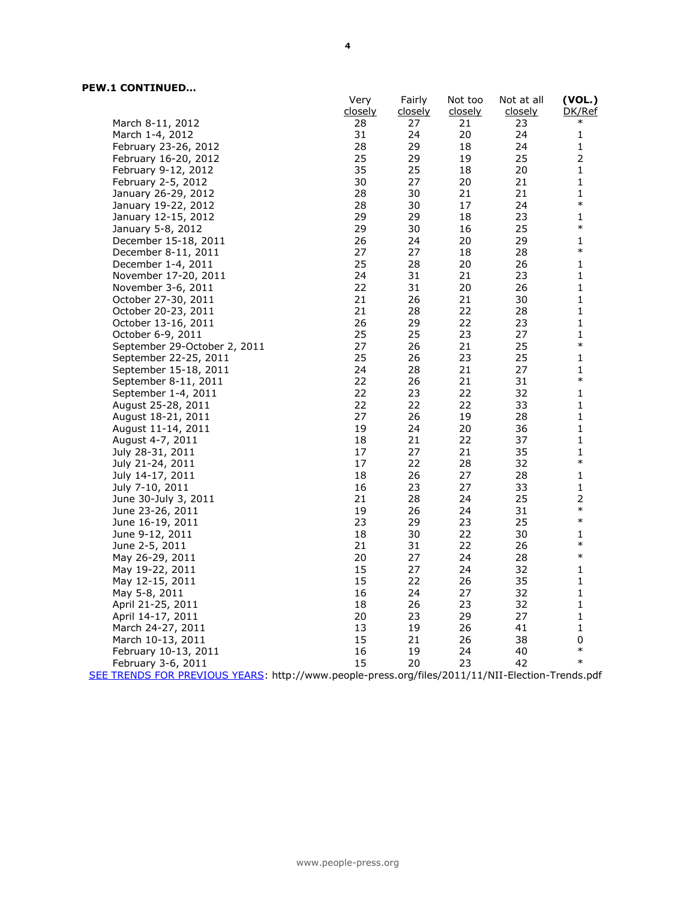**PEW.1 CONTINUED…**

| | Very closely | Fairly closely | Not too closely | Not at all closely | (VOL.) DK/Ref |
|---|---|---|---|---|---|
| March 8-11, 2012 | 28 | 27 | 21 | 23 | * |
| March 1-4, 2012 | 31 | 24 | 20 | 24 | 1 |
| February 23-26, 2012 | 28 | 29 | 18 | 24 | 1 |
| February 16-20, 2012 | 25 | 29 | 19 | 25 | 2 |
| February 9-12, 2012 | 35 | 25 | 18 | 20 | 1 |
| February 2-5, 2012 | 30 | 27 | 20 | 21 | 1 |
| January 26-29, 2012 | 28 | 30 | 21 | 21 | 1 |
| January 19-22, 2012 | 28 | 30 | 17 | 24 | * |
| January 12-15, 2012 | 29 | 29 | 18 | 23 | 1 |
| January 5-8, 2012 | 29 | 30 | 16 | 25 | * |
| December 15-18, 2011 | 26 | 24 | 20 | 29 | 1 |
| December 8-11, 2011 | 27 | 27 | 18 | 28 | * |
| December 1-4, 2011 | 25 | 28 | 20 | 26 | 1 |
| November 17-20, 2011 | 24 | 31 | 21 | 23 | 1 |
| November 3-6, 2011 | 22 | 31 | 20 | 26 | 1 |
| October 27-30, 2011 | 21 | 26 | 21 | 30 | 1 |
| October 20-23, 2011 | 21 | 28 | 22 | 28 | 1 |
| October 13-16, 2011 | 26 | 29 | 22 | 23 | 1 |
| October 6-9, 2011 | 25 | 25 | 23 | 27 | 1 |
| September 29-October 2, 2011 | 27 | 26 | 21 | 25 | * |
| September 22-25, 2011 | 25 | 26 | 23 | 25 | 1 |
| September 15-18, 2011 | 24 | 28 | 21 | 27 | 1 |
| September 8-11, 2011 | 22 | 26 | 21 | 31 | * |
| September 1-4, 2011 | 22 | 23 | 22 | 32 | 1 |
| August 25-28, 2011 | 22 | 22 | 22 | 33 | 1 |
| August 18-21, 2011 | 27 | 26 | 19 | 28 | 1 |
| August 11-14, 2011 | 19 | 24 | 20 | 36 | 1 |
| August 4-7, 2011 | 18 | 21 | 22 | 37 | 1 |
| July 28-31, 2011 | 17 | 27 | 21 | 35 | 1 |
| July 21-24, 2011 | 17 | 22 | 28 | 32 | * |
| July 14-17, 2011 | 18 | 26 | 27 | 28 | 1 |
| July 7-10, 2011 | 16 | 23 | 27 | 33 | 1 |
| June 30-July 3, 2011 | 21 | 28 | 24 | 25 | 2 |
| June 23-26, 2011 | 19 | 26 | 24 | 31 | * |
| June 16-19, 2011 | 23 | 29 | 23 | 25 | * |
| June 9-12, 2011 | 18 | 30 | 22 | 30 | 1 |
| June 2-5, 2011 | 21 | 31 | 22 | 26 | * |
| May 26-29, 2011 | 20 | 27 | 24 | 28 | * |
| May 19-22, 2011 | 15 | 27 | 24 | 32 | 1 |
| May 12-15, 2011 | 15 | 22 | 26 | 35 | 1 |
| May 5-8, 2011 | 16 | 24 | 27 | 32 | 1 |
| April 21-25, 2011 | 18 | 26 | 23 | 32 | 1 |
| April 14-17, 2011 | 20 | 23 | 29 | 27 | 1 |
| March 24-27, 2011 | 13 | 19 | 26 | 41 | 1 |
| March 10-13, 2011 | 15 | 21 | 26 | 38 | 0 |
| February 10-13, 2011 | 16 | 19 | 24 | 40 | * |
| February 3-6, 2011 | 15 | 20 | 23 | 42 | * |

SEE TRENDS FOR PREVIOUS YEARS: http://www.people-press.org/files/2011/11/NII-Election-Trends.pdf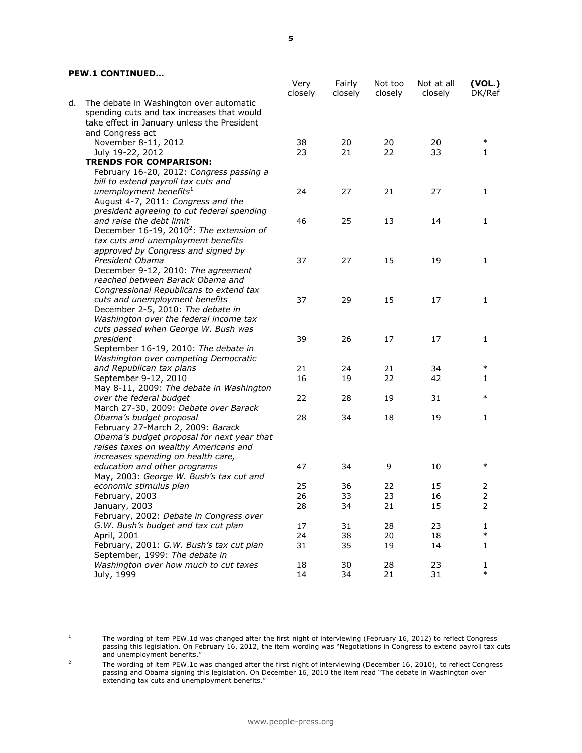**PEW.1 CONTINUED…**

| | Very closely | Fairly closely | Not too closely | Not at all closely | (VOL.) DK/Ref |
|---|---|---|---|---|---|
| d. The debate in Washington over automatic spending cuts and tax increases that would take effect in January unless the President and Congress act | | | | | |
| November 8-11, 2012 | 38 | 20 | 20 | 20 | * |
| July 19-22, 2012 | 23 | 21 | 22 | 33 | 1 |
| **TRENDS FOR COMPARISON:** | | | | | |
| February 16-20, 2012: *Congress passing a bill to extend payroll tax cuts and unemployment benefits*[1] | 24 | 27 | 21 | 27 | 1 |
| August 4-7, 2011: *Congress and the president agreeing to cut federal spending and raise the debt limit* | 46 | 25 | 13 | 14 | 1 |
| December 16-19, 2010[2]: *The extension of tax cuts and unemployment benefits approved by Congress and signed by President Obama* | 37 | 27 | 15 | 19 | 1 |
| December 9-12, 2010: *The agreement reached between Barack Obama and Congressional Republicans to extend tax cuts and unemployment benefits* | 37 | 29 | 15 | 17 | 1 |
| December 2-5, 2010: *The debate in Washington over the federal income tax cuts passed when George W. Bush was president* | 39 | 26 | 17 | 17 | 1 |
| September 16-19, 2010: *The debate in Washington over competing Democratic and Republican tax plans* | 21 | 24 | 21 | 34 | * |
| September 9-12, 2010 | 16 | 19 | 22 | 42 | 1 |
| May 8-11, 2009: *The debate in Washington over the federal budget* | 22 | 28 | 19 | 31 | * |
| March 27-30, 2009: *Debate over Barack Obama's budget proposal* | 28 | 34 | 18 | 19 | 1 |
| February 27-March 2, 2009: *Barack Obama's budget proposal for next year that raises taxes on wealthy Americans and increases spending on health care, education and other programs* | 47 | 34 | 9 | 10 | * |
| May, 2003: *George W. Bush's tax cut and economic stimulus plan* | 25 | 36 | 22 | 15 | 2 |
| February, 2003 | 26 | 33 | 23 | 16 | 2 |
| January, 2003 | 28 | 34 | 21 | 15 | 2 |
| February, 2002: *Debate in Congress over G.W. Bush's budget and tax cut plan* | 17 | 31 | 28 | 23 | 1 |
| April, 2001 | 24 | 38 | 20 | 18 | * |
| February, 2001: *G.W. Bush's tax cut plan* | 31 | 35 | 19 | 14 | 1 |
| September, 1999: *The debate in Washington over how much to cut taxes* | 18 | 30 | 28 | 23 | 1 |
| July, 1999 | 14 | 34 | 21 | 31 | * |

[1] The wording of item PEW.1d was changed after the first night of interviewing (February 16, 2012) to reflect Congress passing this legislation. On February 16, 2012, the item wording was "Negotiations in Congress to extend payroll tax cuts and unemployment benefits."

[2] The wording of item PEW.1c was changed after the first night of interviewing (December 16, 2010), to reflect Congress passing and Obama signing this legislation. On December 16, 2010 the item read "The debate in Washington over extending tax cuts and unemployment benefits."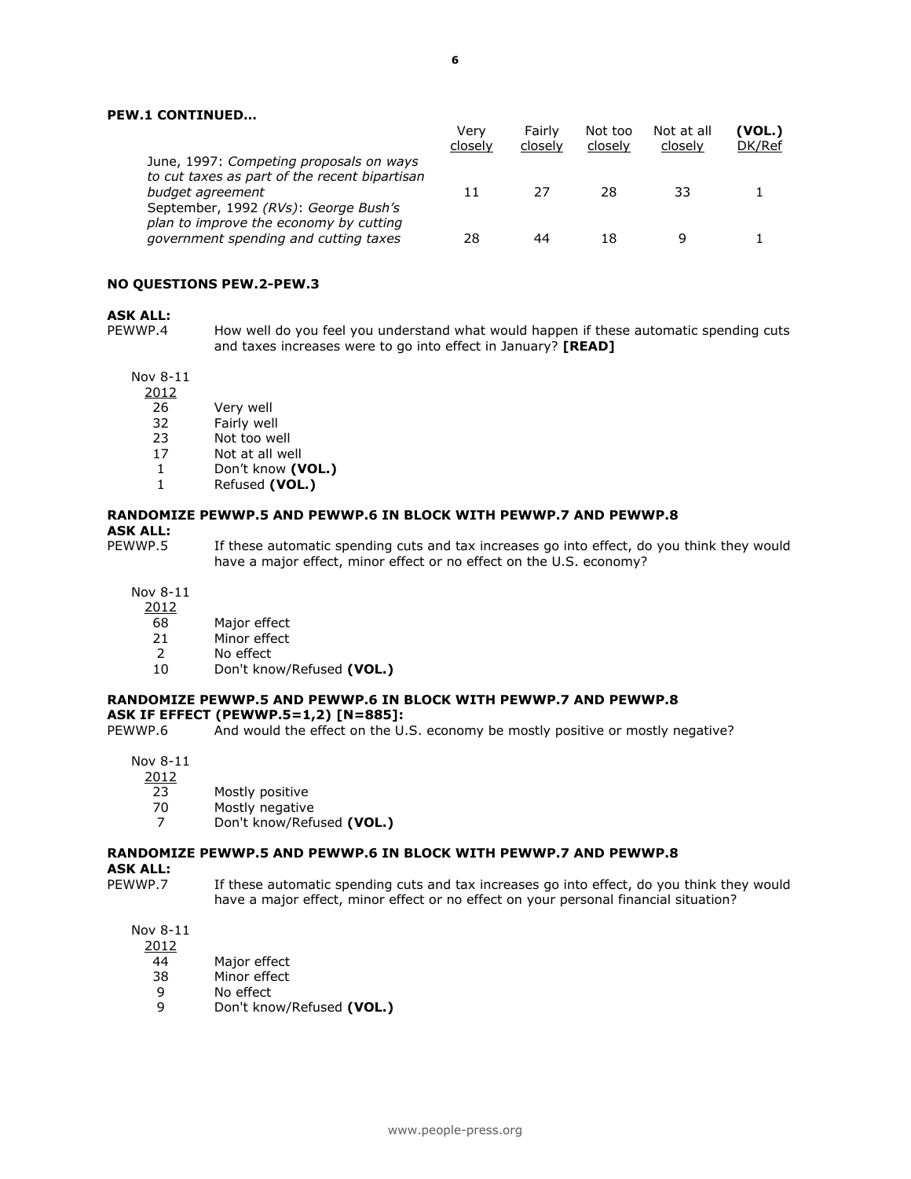**PEW.1 CONTINUED…**

| | Very closely | Fairly closely | Not too closely | Not at all closely | (VOL.) DK/Ref |
|---|---|---|---|---|---|
| June, 1997: *Competing proposals on ways to cut taxes as part of the recent bipartisan budget agreement* | 11 | 27 | 28 | 33 | 1 |
| September, 1992 *(RVs)*: *George Bush's plan to improve the economy by cutting government spending and cutting taxes* | 28 | 44 | 18 | 9 | 1 |

**NO QUESTIONS PEW.2-PEW.3**

**ASK ALL:**

PEWWP.4 How well do you feel you understand what would happen if these automatic spending cuts and taxes increases were to go into effect in January? **[READ]**

| Nov 8-11 2012 | |
|---|---|
| 26 | Very well |
| 32 | Fairly well |
| 23 | Not too well |
| 17 | Not at all well |
| 1 | Don't know **(VOL.)** |
| 1 | Refused **(VOL.)** |

**RANDOMIZE PEWWP.5 AND PEWWP.6 IN BLOCK WITH PEWWP.7 AND PEWWP.8**
**ASK ALL:**

PEWWP.5 If these automatic spending cuts and tax increases go into effect, do you think they would have a major effect, minor effect or no effect on the U.S. economy?

| Nov 8-11 2012 | |
|---|---|
| 68 | Major effect |
| 21 | Minor effect |
| 2 | No effect |
| 10 | Don't know/Refused **(VOL.)** |

**RANDOMIZE PEWWP.5 AND PEWWP.6 IN BLOCK WITH PEWWP.7 AND PEWWP.8**
**ASK IF EFFECT (PEWWP.5=1,2) [N=885]:**

PEWWP.6 And would the effect on the U.S. economy be mostly positive or mostly negative?

| Nov 8-11 2012 | |
|---|---|
| 23 | Mostly positive |
| 70 | Mostly negative |
| 7 | Don't know/Refused **(VOL.)** |

**RANDOMIZE PEWWP.5 AND PEWWP.6 IN BLOCK WITH PEWWP.7 AND PEWWP.8**
**ASK ALL:**

PEWWP.7 If these automatic spending cuts and tax increases go into effect, do you think they would have a major effect, minor effect or no effect on your personal financial situation?

| Nov 8-11 2012 | |
|---|---|
| 44 | Major effect |
| 38 | Minor effect |
| 9 | No effect |
| 9 | Don't know/Refused **(VOL.)** |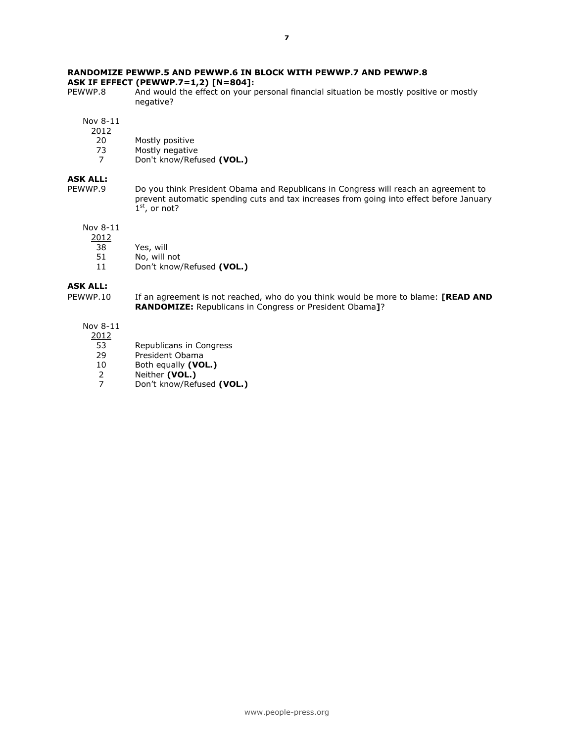**RANDOMIZE PEWWP.5 AND PEWWP.6 IN BLOCK WITH PEWWP.7 AND PEWWP.8**
**ASK IF EFFECT (PEWWP.7=1,2) [N=804]:**

PEWWP.8 And would the effect on your personal financial situation be mostly positive or mostly negative?

| Nov 8-11 2012 | |
|---|---|
| 20 | Mostly positive |
| 73 | Mostly negative |
| 7 | Don't know/Refused **(VOL.)** |

**ASK ALL:**

PEWWP.9 Do you think President Obama and Republicans in Congress will reach an agreement to prevent automatic spending cuts and tax increases from going into effect before January 1st, or not?

| Nov 8-11 2012 | |
|---|---|
| 38 | Yes, will |
| 51 | No, will not |
| 11 | Don't know/Refused **(VOL.)** |

**ASK ALL:**

PEWWP.10 If an agreement is not reached, who do you think would be more to blame: **[READ AND RANDOMIZE:** Republicans in Congress or President Obama**]**?

| Nov 8-11 2012 | |
|---|---|
| 53 | Republicans in Congress |
| 29 | President Obama |
| 10 | Both equally **(VOL.)** |
| 2 | Neither **(VOL.)** |
| 7 | Don't know/Refused **(VOL.)** |

www.people-press.org